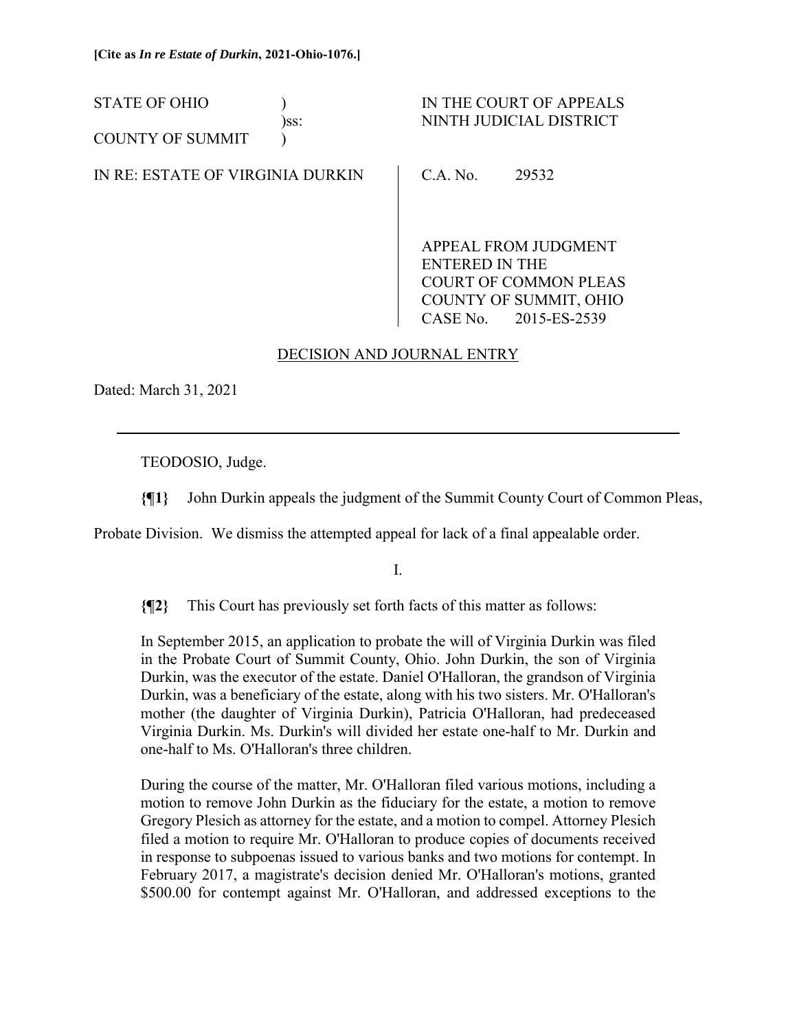**[Cite as *In re Estate of Durkin*, 2021-Ohio-1076.]**

| STATE OF OHIO | ) | IN THE COURT OF APPEALS |
|---|---|---|
| | )ss: | NINTH JUDICIAL DISTRICT |
| COUNTY OF SUMMIT | ) | |

IN RE: ESTATE OF VIRGINIA DURKIN

C.A. No. 29532

APPEAL FROM JUDGMENT ENTERED IN THE COURT OF COMMON PLEAS COUNTY OF SUMMIT, OHIO CASE No. 2015-ES-2539

DECISION AND JOURNAL ENTRY

Dated: March 31, 2021

---

TEODOSIO, Judge.

**{¶1}** John Durkin appeals the judgment of the Summit County Court of Common Pleas, Probate Division. We dismiss the attempted appeal for lack of a final appealable order.

I.

**{¶2}** This Court has previously set forth facts of this matter as follows:

> In September 2015, an application to probate the will of Virginia Durkin was filed in the Probate Court of Summit County, Ohio. John Durkin, the son of Virginia Durkin, was the executor of the estate. Daniel O'Halloran, the grandson of Virginia Durkin, was a beneficiary of the estate, along with his two sisters. Mr. O'Halloran's mother (the daughter of Virginia Durkin), Patricia O'Halloran, had predeceased Virginia Durkin. Ms. Durkin's will divided her estate one-half to Mr. Durkin and one-half to Ms. O'Halloran's three children.
>
> During the course of the matter, Mr. O'Halloran filed various motions, including a motion to remove John Durkin as the fiduciary for the estate, a motion to remove Gregory Plesich as attorney for the estate, and a motion to compel. Attorney Plesich filed a motion to require Mr. O'Halloran to produce copies of documents received in response to subpoenas issued to various banks and two motions for contempt. In February 2017, a magistrate's decision denied Mr. O'Halloran's motions, granted \$500.00 for contempt against Mr. O'Halloran, and addressed exceptions to the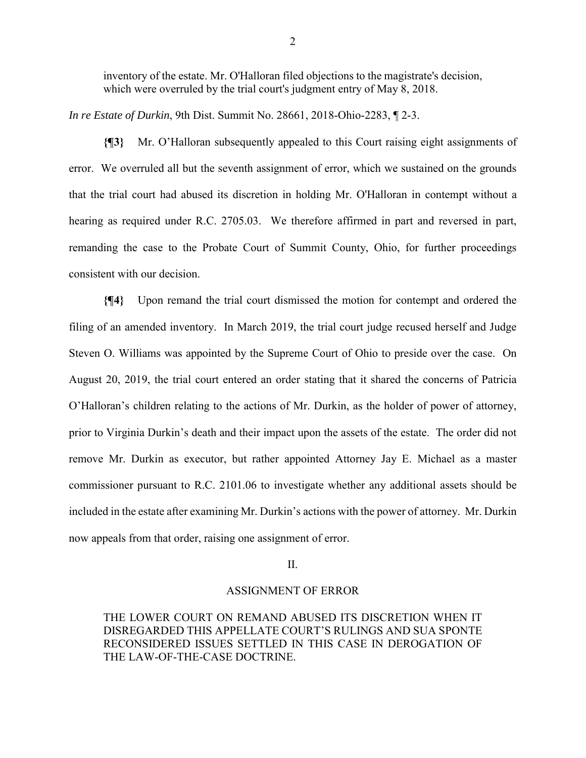> inventory of the estate. Mr. O'Halloran filed objections to the magistrate's decision, which were overruled by the trial court's judgment entry of May 8, 2018.

*In re Estate of Durkin*, 9th Dist. Summit No. 28661, 2018-Ohio-2283, ¶ 2-3.

**{¶3}** Mr. O'Halloran subsequently appealed to this Court raising eight assignments of error. We overruled all but the seventh assignment of error, which we sustained on the grounds that the trial court had abused its discretion in holding Mr. O'Halloran in contempt without a hearing as required under R.C. 2705.03. We therefore affirmed in part and reversed in part, remanding the case to the Probate Court of Summit County, Ohio, for further proceedings consistent with our decision.

**{¶4}** Upon remand the trial court dismissed the motion for contempt and ordered the filing of an amended inventory. In March 2019, the trial court judge recused herself and Judge Steven O. Williams was appointed by the Supreme Court of Ohio to preside over the case. On August 20, 2019, the trial court entered an order stating that it shared the concerns of Patricia O'Halloran's children relating to the actions of Mr. Durkin, as the holder of power of attorney, prior to Virginia Durkin's death and their impact upon the assets of the estate. The order did not remove Mr. Durkin as executor, but rather appointed Attorney Jay E. Michael as a master commissioner pursuant to R.C. 2101.06 to investigate whether any additional assets should be included in the estate after examining Mr. Durkin's actions with the power of attorney. Mr. Durkin now appeals from that order, raising one assignment of error.

## II.

### ASSIGNMENT OF ERROR

> THE LOWER COURT ON REMAND ABUSED ITS DISCRETION WHEN IT DISREGARDED THIS APPELLATE COURT'S RULINGS AND SUA SPONTE RECONSIDERED ISSUES SETTLED IN THIS CASE IN DEROGATION OF THE LAW-OF-THE-CASE DOCTRINE.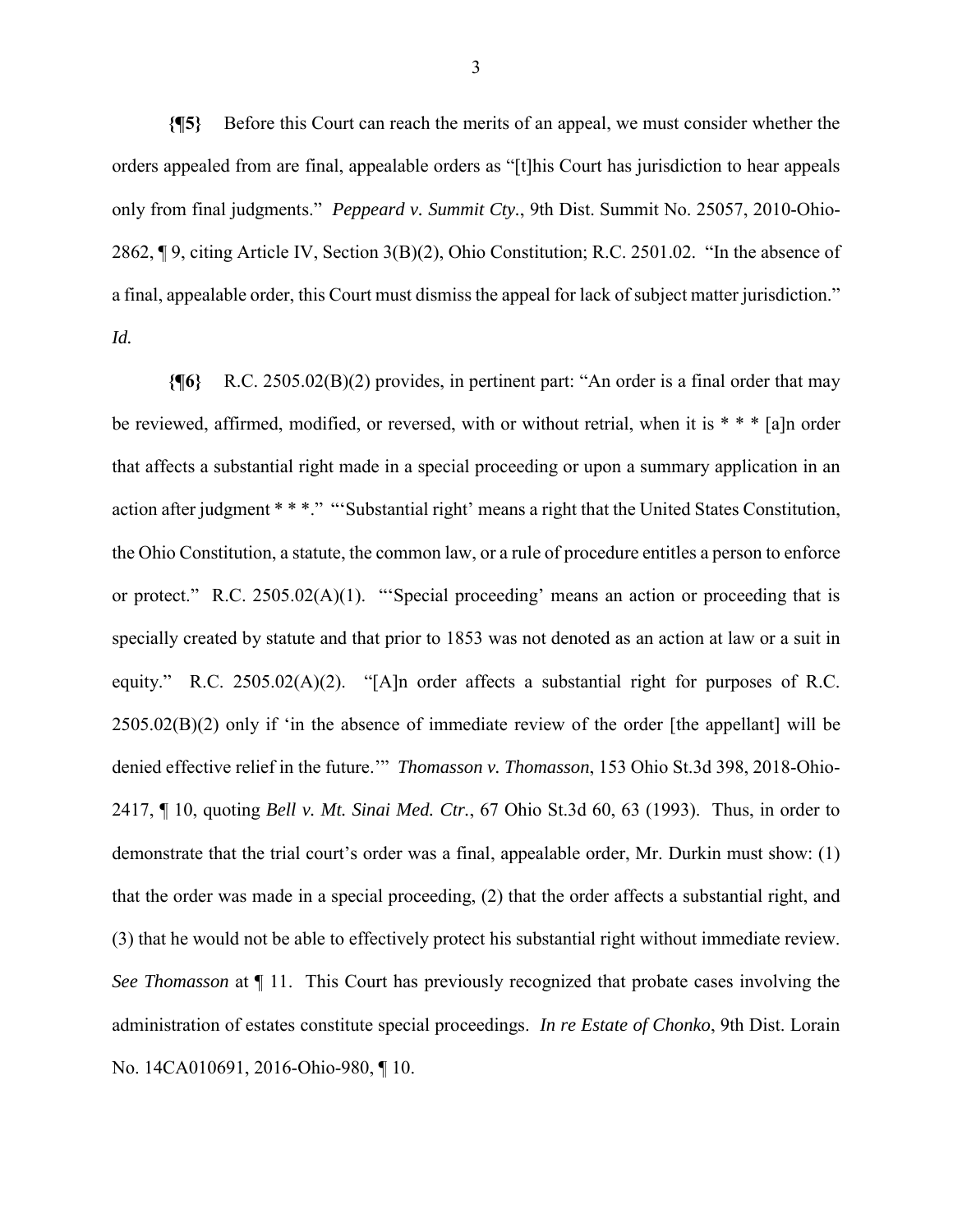**{¶5}** Before this Court can reach the merits of an appeal, we must consider whether the orders appealed from are final, appealable orders as "[t]his Court has jurisdiction to hear appeals only from final judgments." *Peppeard v. Summit Cty.*, 9th Dist. Summit No. 25057, 2010-Ohio-2862, ¶ 9, citing Article IV, Section 3(B)(2), Ohio Constitution; R.C. 2501.02. "In the absence of a final, appealable order, this Court must dismiss the appeal for lack of subject matter jurisdiction." *Id.*

**{¶6}** R.C. 2505.02(B)(2) provides, in pertinent part: "An order is a final order that may be reviewed, affirmed, modified, or reversed, with or without retrial, when it is * * * [a]n order that affects a substantial right made in a special proceeding or upon a summary application in an action after judgment * * *." "'Substantial right' means a right that the United States Constitution, the Ohio Constitution, a statute, the common law, or a rule of procedure entitles a person to enforce or protect." R.C. 2505.02(A)(1). "'Special proceeding' means an action or proceeding that is specially created by statute and that prior to 1853 was not denoted as an action at law or a suit in equity." R.C. 2505.02(A)(2). "[A]n order affects a substantial right for purposes of R.C. 2505.02(B)(2) only if 'in the absence of immediate review of the order [the appellant] will be denied effective relief in the future.'" *Thomasson v. Thomasson*, 153 Ohio St.3d 398, 2018-Ohio-2417, ¶ 10, quoting *Bell v. Mt. Sinai Med. Ctr.*, 67 Ohio St.3d 60, 63 (1993). Thus, in order to demonstrate that the trial court's order was a final, appealable order, Mr. Durkin must show: (1) that the order was made in a special proceeding, (2) that the order affects a substantial right, and (3) that he would not be able to effectively protect his substantial right without immediate review. *See Thomasson* at ¶ 11. This Court has previously recognized that probate cases involving the administration of estates constitute special proceedings. *In re Estate of Chonko*, 9th Dist. Lorain No. 14CA010691, 2016-Ohio-980, ¶ 10.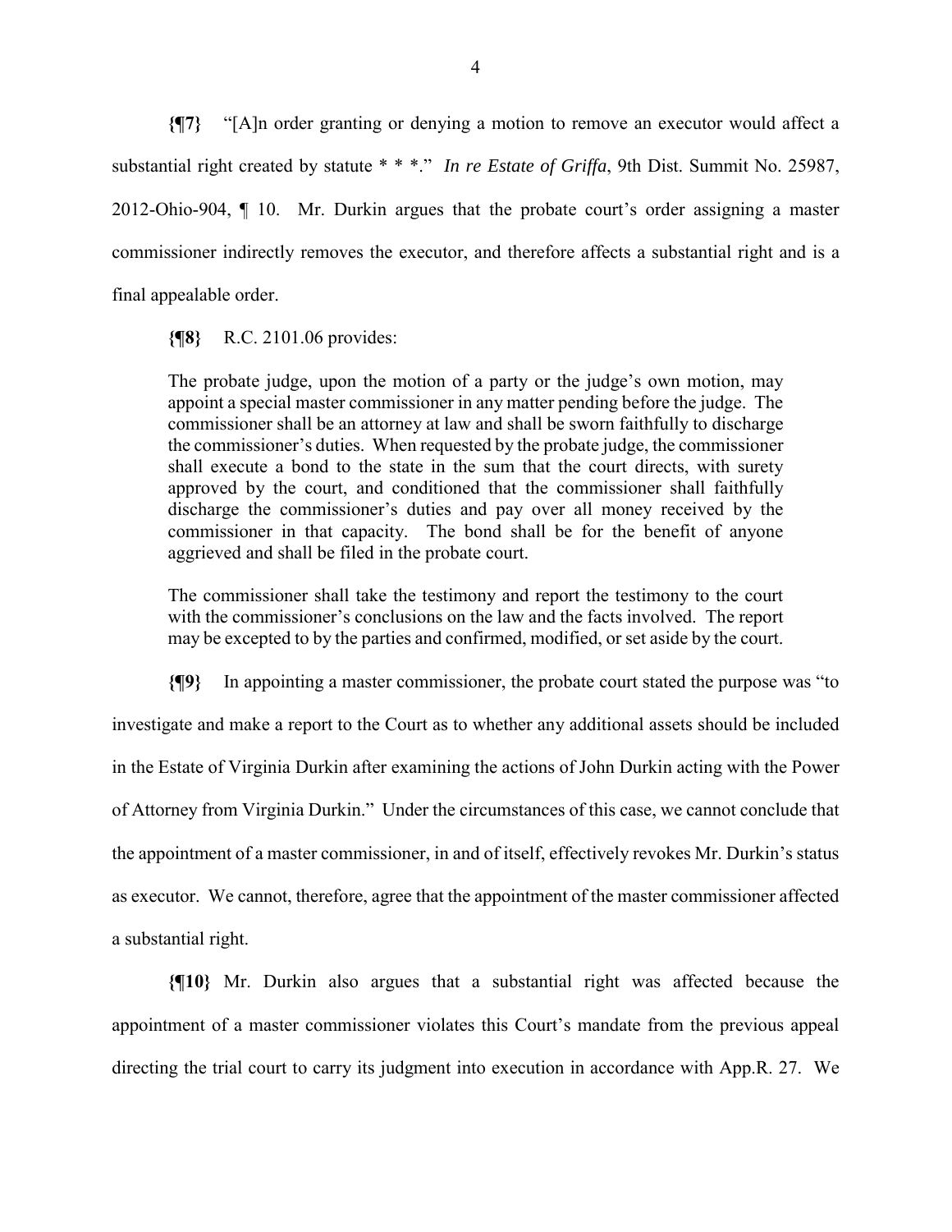**{¶7}** "[A]n order granting or denying a motion to remove an executor would affect a substantial right created by statute * * *." *In re Estate of Griffa*, 9th Dist. Summit No. 25987, 2012-Ohio-904, ¶ 10. Mr. Durkin argues that the probate court's order assigning a master commissioner indirectly removes the executor, and therefore affects a substantial right and is a final appealable order.

**{¶8}** R.C. 2101.06 provides:

> The probate judge, upon the motion of a party or the judge's own motion, may appoint a special master commissioner in any matter pending before the judge. The commissioner shall be an attorney at law and shall be sworn faithfully to discharge the commissioner's duties. When requested by the probate judge, the commissioner shall execute a bond to the state in the sum that the court directs, with surety approved by the court, and conditioned that the commissioner shall faithfully discharge the commissioner's duties and pay over all money received by the commissioner in that capacity. The bond shall be for the benefit of anyone aggrieved and shall be filed in the probate court.
>
> The commissioner shall take the testimony and report the testimony to the court with the commissioner's conclusions on the law and the facts involved. The report may be excepted to by the parties and confirmed, modified, or set aside by the court.

**{¶9}** In appointing a master commissioner, the probate court stated the purpose was "to investigate and make a report to the Court as to whether any additional assets should be included in the Estate of Virginia Durkin after examining the actions of John Durkin acting with the Power of Attorney from Virginia Durkin." Under the circumstances of this case, we cannot conclude that the appointment of a master commissioner, in and of itself, effectively revokes Mr. Durkin's status as executor. We cannot, therefore, agree that the appointment of the master commissioner affected a substantial right.

**{¶10}** Mr. Durkin also argues that a substantial right was affected because the appointment of a master commissioner violates this Court's mandate from the previous appeal directing the trial court to carry its judgment into execution in accordance with App.R. 27. We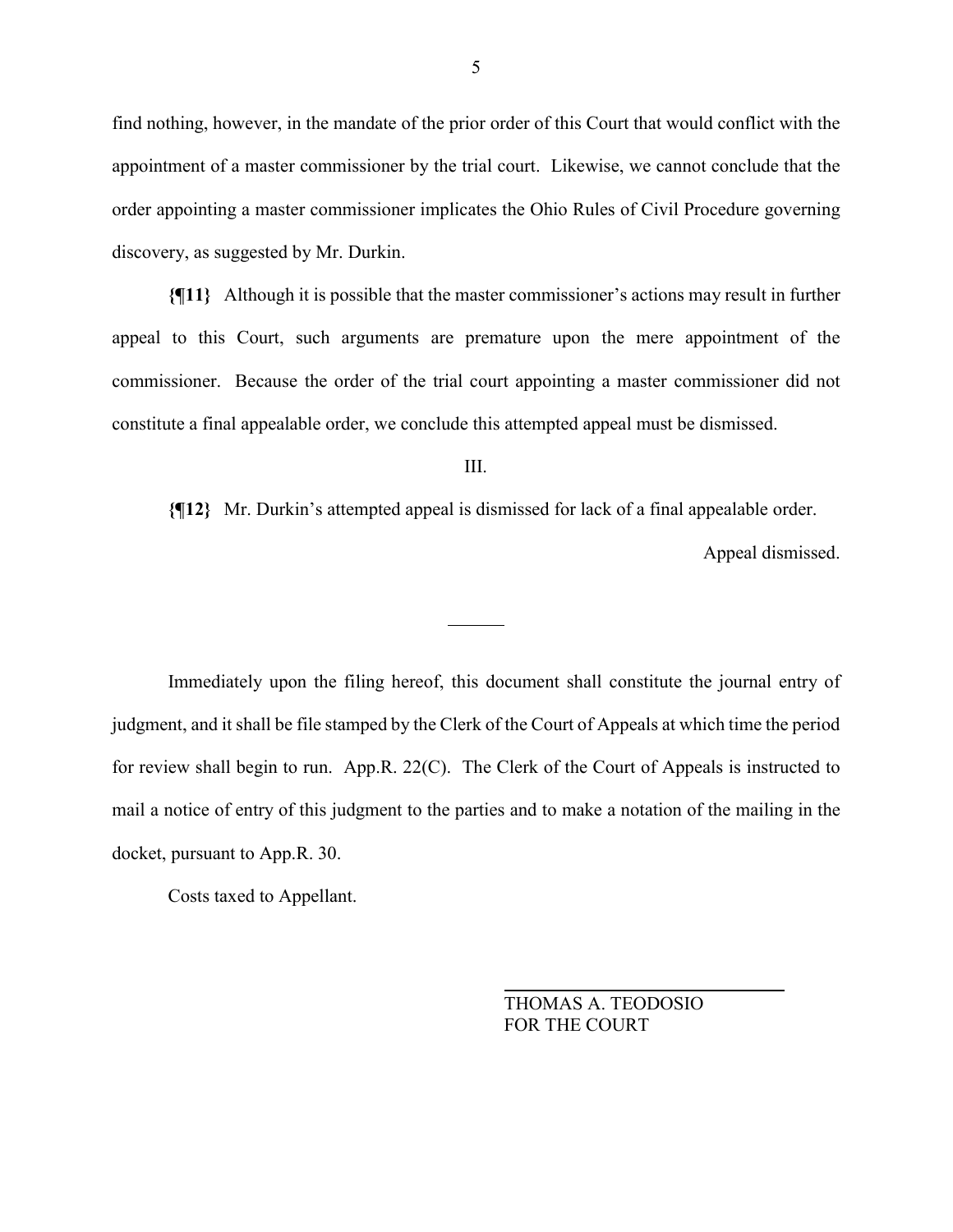find nothing, however, in the mandate of the prior order of this Court that would conflict with the appointment of a master commissioner by the trial court. Likewise, we cannot conclude that the order appointing a master commissioner implicates the Ohio Rules of Civil Procedure governing discovery, as suggested by Mr. Durkin.

**{¶11}** Although it is possible that the master commissioner's actions may result in further appeal to this Court, such arguments are premature upon the mere appointment of the commissioner. Because the order of the trial court appointing a master commissioner did not constitute a final appealable order, we conclude this attempted appeal must be dismissed.

III.

**{¶12}** Mr. Durkin's attempted appeal is dismissed for lack of a final appealable order.

Appeal dismissed.

---

Immediately upon the filing hereof, this document shall constitute the journal entry of judgment, and it shall be file stamped by the Clerk of the Court of Appeals at which time the period for review shall begin to run. App.R. 22(C). The Clerk of the Court of Appeals is instructed to mail a notice of entry of this judgment to the parties and to make a notation of the mailing in the docket, pursuant to App.R. 30.

Costs taxed to Appellant.

THOMAS A. TEODOSIO
FOR THE COURT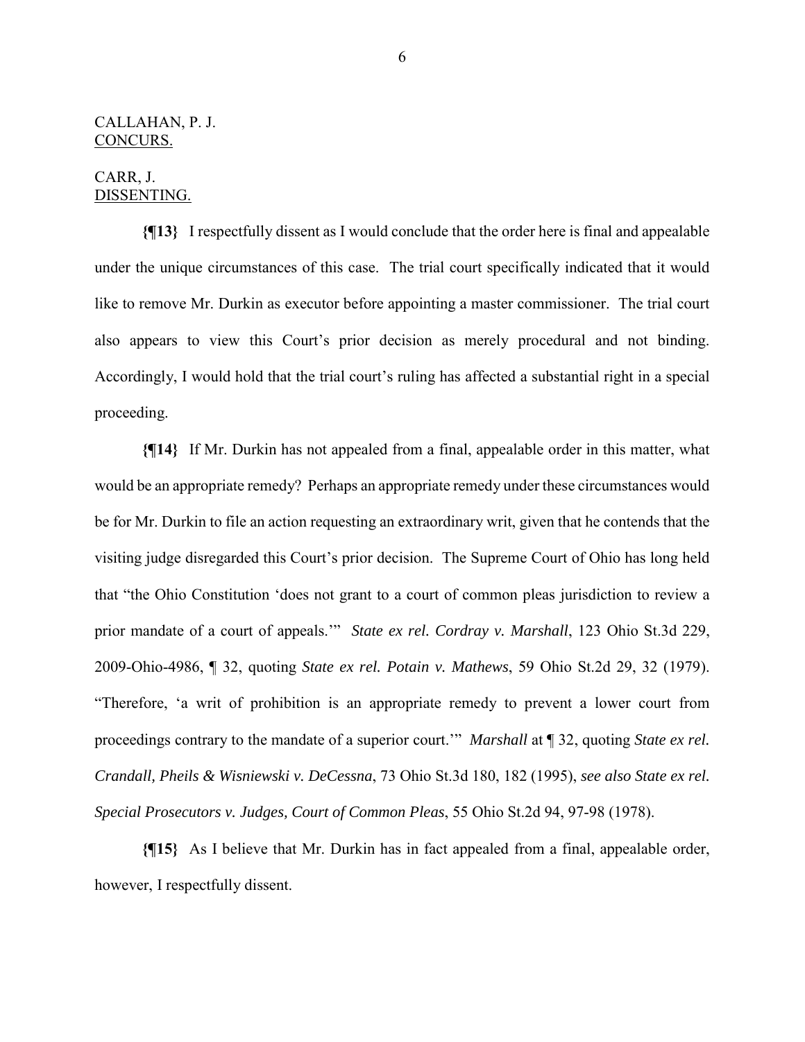CALLAHAN, P. J.
CONCURS.

CARR, J.
DISSENTING.

**{¶13}** I respectfully dissent as I would conclude that the order here is final and appealable under the unique circumstances of this case. The trial court specifically indicated that it would like to remove Mr. Durkin as executor before appointing a master commissioner. The trial court also appears to view this Court's prior decision as merely procedural and not binding. Accordingly, I would hold that the trial court's ruling has affected a substantial right in a special proceeding.

**{¶14}** If Mr. Durkin has not appealed from a final, appealable order in this matter, what would be an appropriate remedy? Perhaps an appropriate remedy under these circumstances would be for Mr. Durkin to file an action requesting an extraordinary writ, given that he contends that the visiting judge disregarded this Court's prior decision. The Supreme Court of Ohio has long held that "the Ohio Constitution 'does not grant to a court of common pleas jurisdiction to review a prior mandate of a court of appeals.'" *State ex rel. Cordray v. Marshall*, 123 Ohio St.3d 229, 2009-Ohio-4986, ¶ 32, quoting *State ex rel. Potain v. Mathews*, 59 Ohio St.2d 29, 32 (1979). "Therefore, 'a writ of prohibition is an appropriate remedy to prevent a lower court from proceedings contrary to the mandate of a superior court.'" *Marshall* at ¶ 32, quoting *State ex rel. Crandall, Pheils & Wisniewski v. DeCessna*, 73 Ohio St.3d 180, 182 (1995), *see also State ex rel. Special Prosecutors v. Judges, Court of Common Pleas*, 55 Ohio St.2d 94, 97-98 (1978).

**{¶15}** As I believe that Mr. Durkin has in fact appealed from a final, appealable order, however, I respectfully dissent.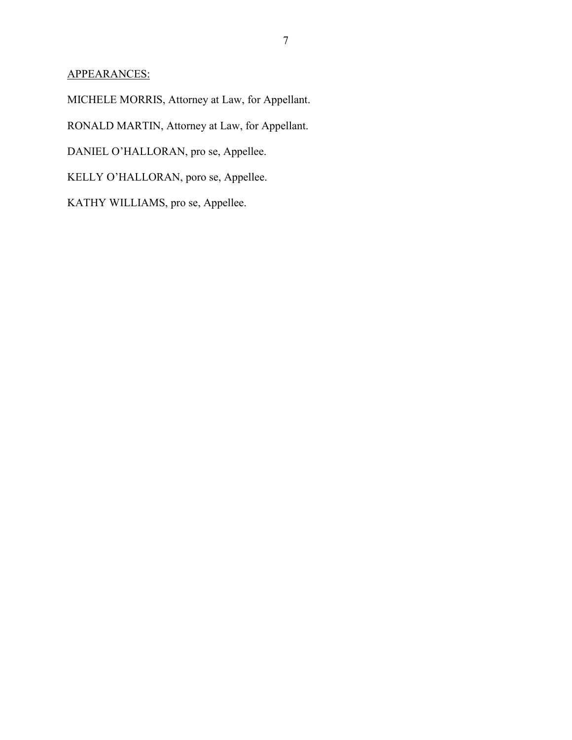<u>APPEARANCES:</u>

MICHELE MORRIS, Attorney at Law, for Appellant.

RONALD MARTIN, Attorney at Law, for Appellant.

DANIEL O'HALLORAN, pro se, Appellee.

KELLY O'HALLORAN, poro se, Appellee.

KATHY WILLIAMS, pro se, Appellee.